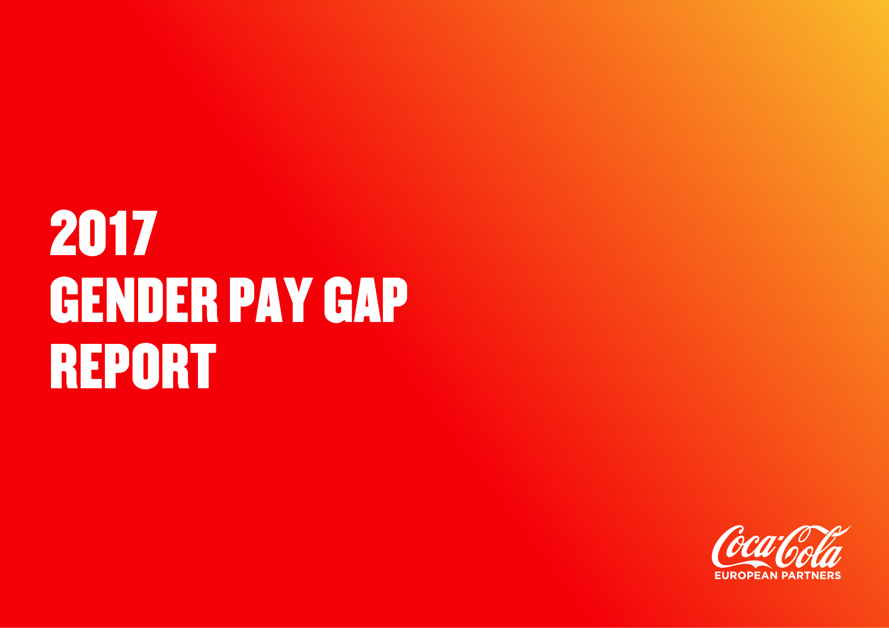# 2017 GENDER PAY GAP REPORT

Coca-Cola EUROPEAN PARTNERS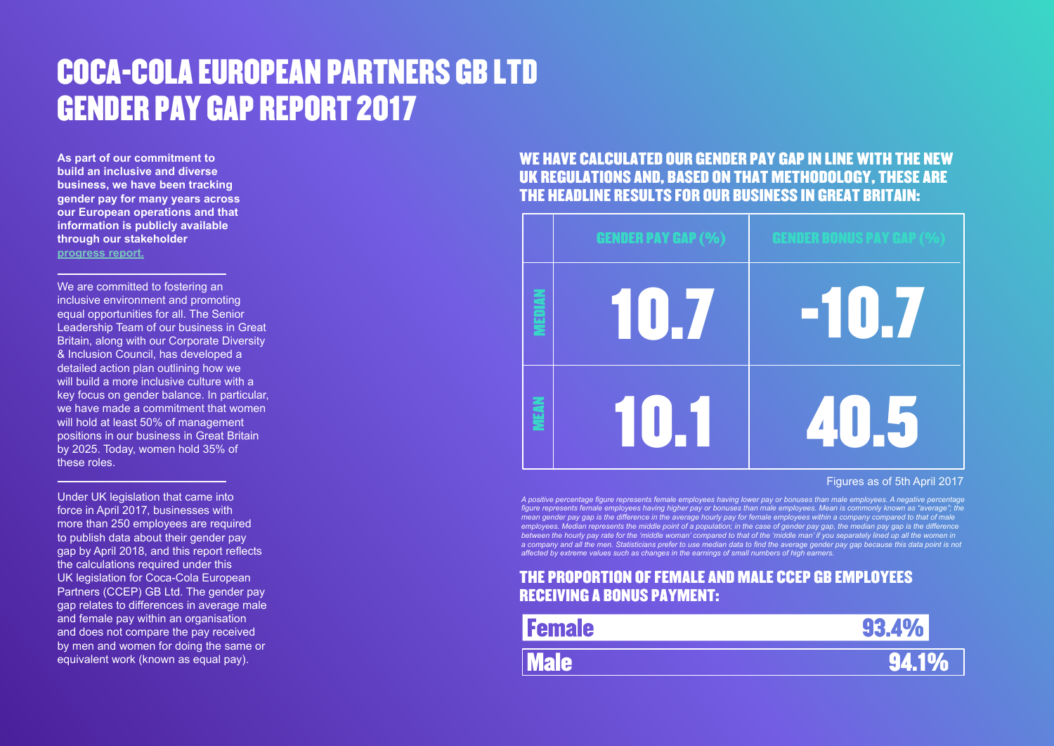# COCA-COLA EUROPEAN PARTNERS GB LTD GENDER PAY GAP REPORT 2017

**As part of our commitment to build an inclusive and diverse business, we have been tracking gender pay for many years across our European operations and that information is publicly available through our stakeholder progress report.**

We are committed to fostering an inclusive environment and promoting equal opportunities for all. The Senior Leadership Team of our business in Great Britain, along with our Corporate Diversity & Inclusion Council, has developed a detailed action plan outlining how we will build a more inclusive culture with a key focus on gender balance. In particular, we have made a commitment that women will hold at least 50% of management positions in our business in Great Britain by 2025. Today, women hold 35% of these roles.

Under UK legislation that came into force in April 2017, businesses with more than 250 employees are required to publish data about their gender pay gap by April 2018, and this report reflects the calculations required under this UK legislation for Coca-Cola European Partners (CCEP) GB Ltd. The gender pay gap relates to differences in average male and female pay within an organisation and does not compare the pay received by men and women for doing the same or equivalent work (known as equal pay).

## WE HAVE CALCULATED OUR GENDER PAY GAP IN LINE WITH THE NEW UK REGULATIONS AND, BASED ON THAT METHODOLOGY, THESE ARE THE HEADLINE RESULTS FOR OUR BUSINESS IN GREAT BRITAIN:

| | GENDER PAY GAP (%) | GENDER BONUS PAY GAP (%) |
|---|---|---|
| MEDIAN | 10.7 | -10.7 |
| MEAN | 10.1 | 40.5 |

Figures as of 5th April 2017

*A positive percentage figure represents female employees having lower pay or bonuses than male employees. A negative percentage figure represents female employees having higher pay or bonuses than male employees. Mean is commonly known as "average"; the mean gender pay gap is the difference in the average hourly pay for female employees within a company compared to that of male employees. Median represents the middle point of a population; in the case of gender pay gap, the median pay gap is the difference between the hourly pay rate for the 'middle woman' compared to that of the 'middle man' if you separately lined up all the women in a company and all the men. Statisticians prefer to use median data to find the average gender pay gap because this data point is not affected by extreme values such as changes in the earnings of small numbers of high earners.*

## THE PROPORTION OF FEMALE AND MALE CCEP GB EMPLOYEES RECEIVING A BONUS PAYMENT:

| | |
|---|---|
| Female | 93.4% |
| Male | 94.1% |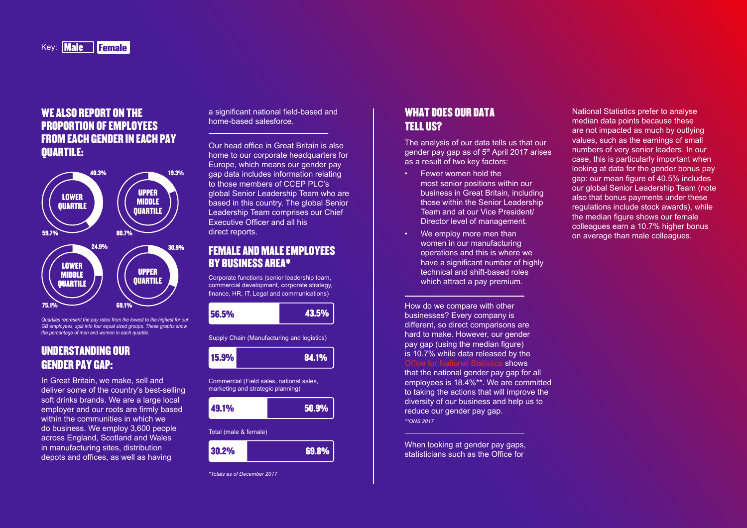Key: Male Female

## WE ALSO REPORT ON THE PROPORTION OF EMPLOYEES FROM EACH GENDER IN EACH PAY QUARTILE:

| Quartile | Male | Female |
|---|---|---|
| Lower Quartile | 59.7% | 40.3% |
| Upper Middle Quartile | 80.7% | 19.3% |
| Lower Middle Quartile | 75.1% | 24.9% |
| Upper Quartile | 69.1% | 30.9% |

*Quartiles represent the pay rates from the lowest to the highest for our GB employees, split into four equal sized groups. These graphs show the percentage of men and women in each quartile.*

## UNDERSTANDING OUR GENDER PAY GAP:

In Great Britain, we make, sell and deliver some of the country's best-selling soft drinks brands. We are a large local employer and our roots are firmly based within the communities in which we do business. We employ 3,600 people across England, Scotland and Wales in manufacturing sites, distribution depots and offices, as well as having a significant national field-based and home-based salesforce.

Our head office in Great Britain is also home to our corporate headquarters for Europe, which means our gender pay gap data includes information relating to those members of CCEP PLC's global Senior Leadership Team who are based in this country. The global Senior Leadership Team comprises our Chief Executive Officer and all his direct reports.

## FEMALE AND MALE EMPLOYEES BY BUSINESS AREA*

| Business area | Female | Male |
|---|---|---|
| Corporate functions (senior leadership team, commercial development, corporate strategy, finance, HR, IT, Legal and communications) | 56.5% | 43.5% |
| Supply Chain (Manufacturing and logistics) | 15.9% | 84.1% |
| Commercial (Field sales, national sales, marketing and strategic planning) | 49.1% | 50.9% |
| Total (male & female) | 30.2% | 69.8% |

*\*Totals as of December 2017*

## WHAT DOES OUR DATA TELL US?

The analysis of our data tells us that our gender pay gap as of 5th April 2017 arises as a result of two key factors:

- Fewer women hold the most senior positions within our business in Great Britain, including those within the Senior Leadership Team and at our Vice President/ Director level of management.
- We employ more men than women in our manufacturing operations and this is where we have a significant number of highly technical and shift-based roles which attract a pay premium.

How do we compare with other businesses? Every company is different, so direct comparisons are hard to make. However, our gender pay gap (using the median figure) is 10.7% while data released by the Office for National Statistics shows that the national gender pay gap for all employees is 18.4%**. We are committed to taking the actions that will improve the diversity of our business and help us to reduce our gender pay gap.

*\*\*ONS 2017*

When looking at gender pay gaps, statisticians such as the Office for National Statistics prefer to analyse median data points because these are not impacted as much by outlying values, such as the earnings of small numbers of very senior leaders. In our case, this is particularly important when looking at data for the gender bonus pay gap: our mean figure of 40.5% includes our global Senior Leadership Team (note also that bonus payments under these regulations include stock awards), while the median figure shows our female colleagues earn a 10.7% higher bonus on average than male colleagues.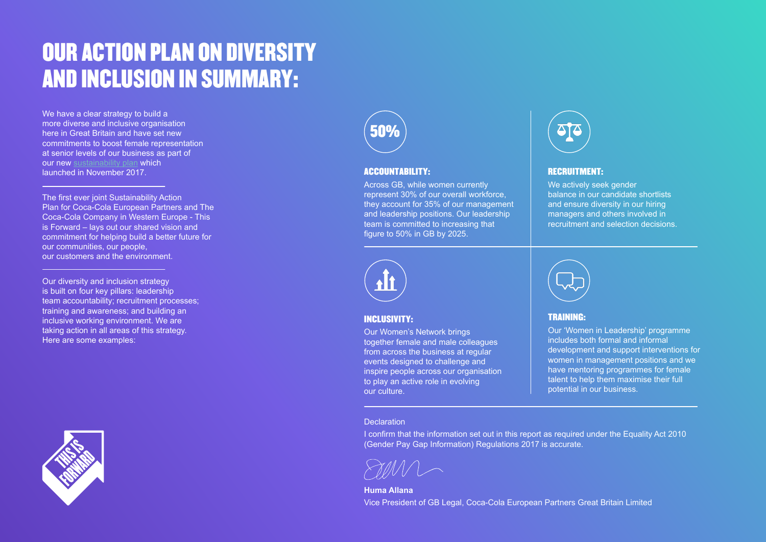# OUR ACTION PLAN ON DIVERSITY AND INCLUSION IN SUMMARY:

We have a clear strategy to build a more diverse and inclusive organisation here in Great Britain and have set new commitments to boost female representation at senior levels of our business as part of our new sustainability plan which launched in November 2017.

The first ever joint Sustainability Action Plan for Coca-Cola European Partners and The Coca-Cola Company in Western Europe - This is Forward – lays out our shared vision and commitment for helping build a better future for our communities, our people, our customers and the environment.

Our diversity and inclusion strategy is built on four key pillars: leadership team accountability; recruitment processes; training and awareness; and building an inclusive working environment. We are taking action in all areas of this strategy. Here are some examples:

50%

### ACCOUNTABILITY:

Across GB, while women currently represent 30% of our overall workforce, they account for 35% of our management and leadership positions. Our leadership team is committed to increasing that figure to 50% in GB by 2025.

### RECRUITMENT:

We actively seek gender balance in our candidate shortlists and ensure diversity in our hiring managers and others involved in recruitment and selection decisions.

### INCLUSIVITY:

Our Women's Network brings together female and male colleagues from across the business at regular events designed to challenge and inspire people across our organisation to play an active role in evolving our culture.

### TRAINING:

Our 'Women in Leadership' programme includes both formal and informal development and support interventions for women in management positions and we have mentoring programmes for female talent to help them maximise their full potential in our business.

Declaration

I confirm that the information set out in this report as required under the Equality Act 2010 (Gender Pay Gap Information) Regulations 2017 is accurate.

**Huma Allana**

Vice President of GB Legal, Coca-Cola European Partners Great Britain Limited

THIS IS FORWARD